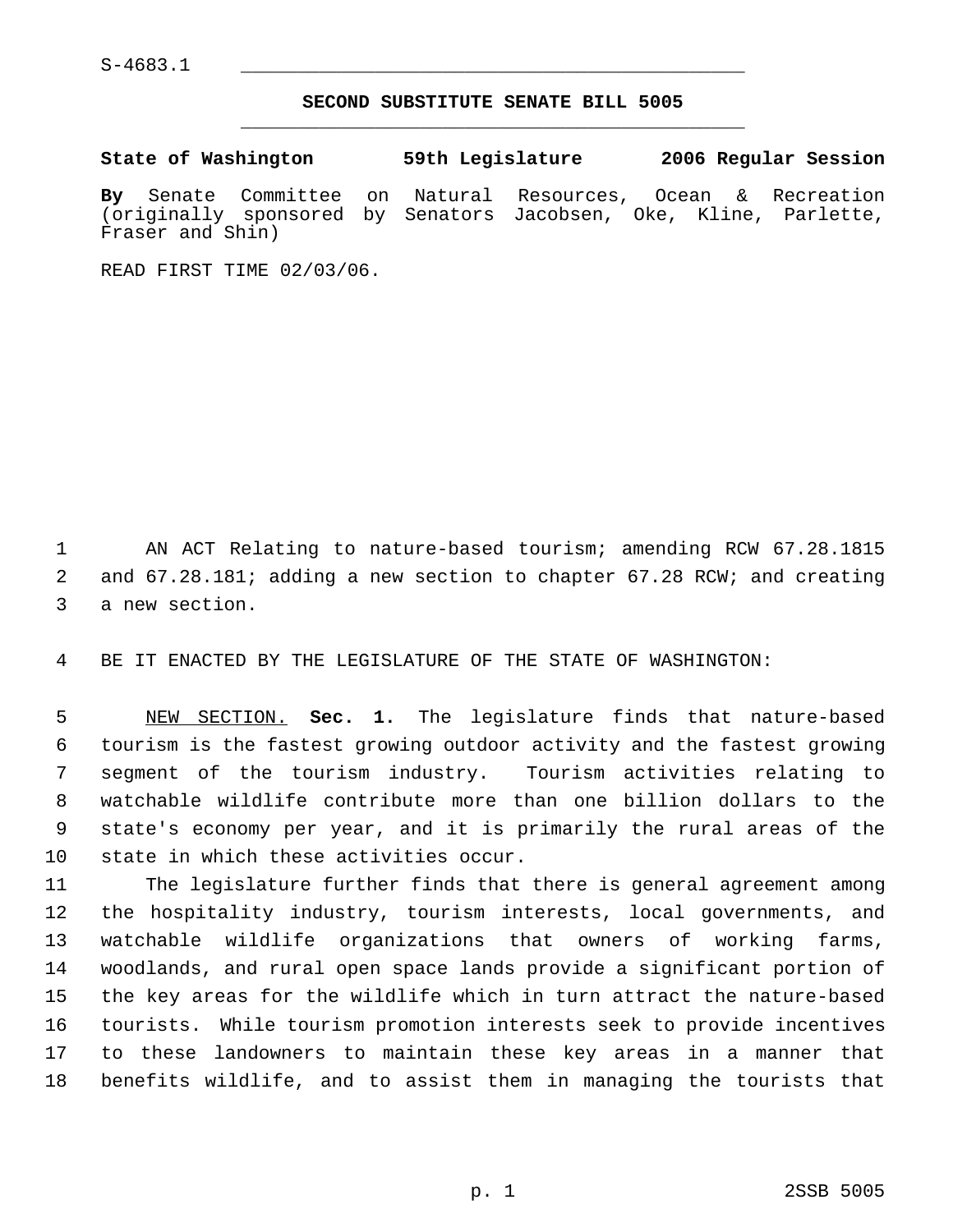S-4683.1

# SECOND SUBSTITUTE SENATE BILL 5005

**State of Washington 59th Legislature 2006 Regular Session**

**By** Senate Committee on Natural Resources, Ocean & Recreation (originally sponsored by Senators Jacobsen, Oke, Kline, Parlette, Fraser and Shin)

READ FIRST TIME 02/03/06.

AN ACT Relating to nature-based tourism; amending RCW 67.28.1815 and 67.28.181; adding a new section to chapter 67.28 RCW; and creating a new section.

BE IT ENACTED BY THE LEGISLATURE OF THE STATE OF WASHINGTON:

NEW SECTION. **Sec. 1.** The legislature finds that nature-based tourism is the fastest growing outdoor activity and the fastest growing segment of the tourism industry. Tourism activities relating to watchable wildlife contribute more than one billion dollars to the state's economy per year, and it is primarily the rural areas of the state in which these activities occur.

The legislature further finds that there is general agreement among the hospitality industry, tourism interests, local governments, and watchable wildlife organizations that owners of working farms, woodlands, and rural open space lands provide a significant portion of the key areas for the wildlife which in turn attract the nature-based tourists. While tourism promotion interests seek to provide incentives to these landowners to maintain these key areas in a manner that benefits wildlife, and to assist them in managing the tourists that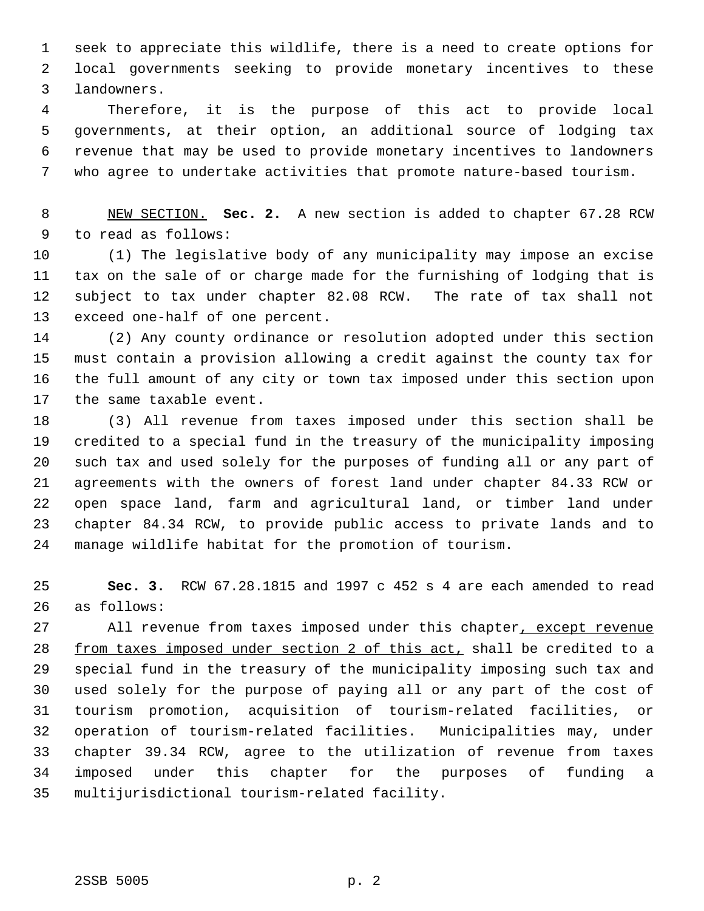seek to appreciate this wildlife, there is a need to create options for local governments seeking to provide monetary incentives to these landowners.

Therefore, it is the purpose of this act to provide local governments, at their option, an additional source of lodging tax revenue that may be used to provide monetary incentives to landowners who agree to undertake activities that promote nature-based tourism.

NEW SECTION. **Sec. 2.** A new section is added to chapter 67.28 RCW to read as follows:

(1) The legislative body of any municipality may impose an excise tax on the sale of or charge made for the furnishing of lodging that is subject to tax under chapter 82.08 RCW. The rate of tax shall not exceed one-half of one percent.

(2) Any county ordinance or resolution adopted under this section must contain a provision allowing a credit against the county tax for the full amount of any city or town tax imposed under this section upon the same taxable event.

(3) All revenue from taxes imposed under this section shall be credited to a special fund in the treasury of the municipality imposing such tax and used solely for the purposes of funding all or any part of agreements with the owners of forest land under chapter 84.33 RCW or open space land, farm and agricultural land, or timber land under chapter 84.34 RCW, to provide public access to private lands and to manage wildlife habitat for the promotion of tourism.

**Sec. 3.** RCW 67.28.1815 and 1997 c 452 s 4 are each amended to read as follows:

All revenue from taxes imposed under this chapter, except revenue from taxes imposed under section 2 of this act, shall be credited to a special fund in the treasury of the municipality imposing such tax and used solely for the purpose of paying all or any part of the cost of tourism promotion, acquisition of tourism-related facilities, or operation of tourism-related facilities. Municipalities may, under chapter 39.34 RCW, agree to the utilization of revenue from taxes imposed under this chapter for the purposes of funding a multijurisdictional tourism-related facility.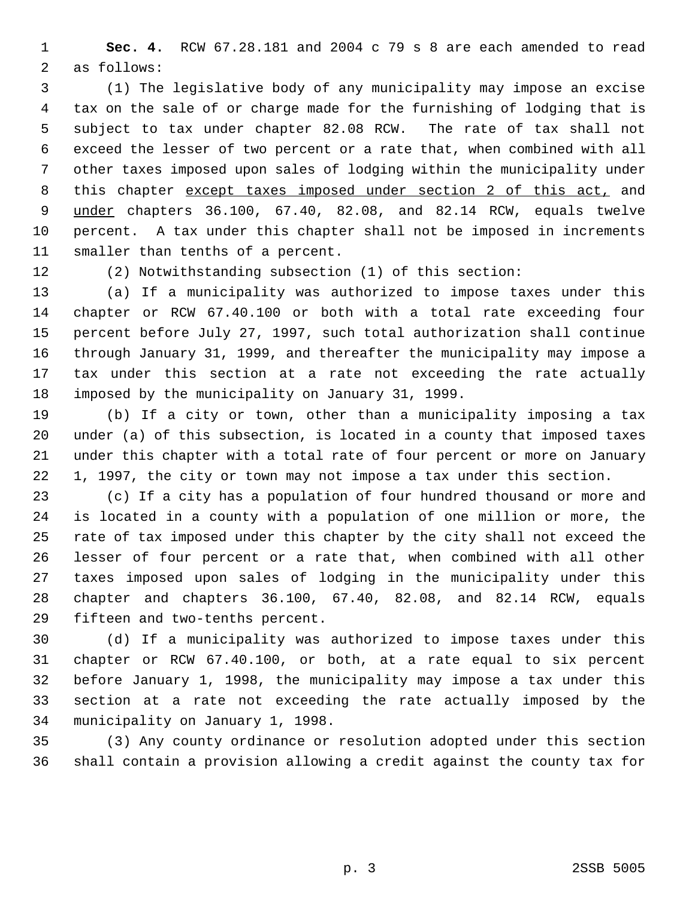**Sec. 4.** RCW 67.28.181 and 2004 c 79 s 8 are each amended to read as follows:

(1) The legislative body of any municipality may impose an excise tax on the sale of or charge made for the furnishing of lodging that is subject to tax under chapter 82.08 RCW. The rate of tax shall not exceed the lesser of two percent or a rate that, when combined with all other taxes imposed upon sales of lodging within the municipality under this chapter <u>except taxes imposed under section 2 of this act,</u> and <u>under</u> chapters 36.100, 67.40, 82.08, and 82.14 RCW, equals twelve percent. A tax under this chapter shall not be imposed in increments smaller than tenths of a percent.

(2) Notwithstanding subsection (1) of this section:

(a) If a municipality was authorized to impose taxes under this chapter or RCW 67.40.100 or both with a total rate exceeding four percent before July 27, 1997, such total authorization shall continue through January 31, 1999, and thereafter the municipality may impose a tax under this section at a rate not exceeding the rate actually imposed by the municipality on January 31, 1999.

(b) If a city or town, other than a municipality imposing a tax under (a) of this subsection, is located in a county that imposed taxes under this chapter with a total rate of four percent or more on January 1, 1997, the city or town may not impose a tax under this section.

(c) If a city has a population of four hundred thousand or more and is located in a county with a population of one million or more, the rate of tax imposed under this chapter by the city shall not exceed the lesser of four percent or a rate that, when combined with all other taxes imposed upon sales of lodging in the municipality under this chapter and chapters 36.100, 67.40, 82.08, and 82.14 RCW, equals fifteen and two-tenths percent.

(d) If a municipality was authorized to impose taxes under this chapter or RCW 67.40.100, or both, at a rate equal to six percent before January 1, 1998, the municipality may impose a tax under this section at a rate not exceeding the rate actually imposed by the municipality on January 1, 1998.

(3) Any county ordinance or resolution adopted under this section shall contain a provision allowing a credit against the county tax for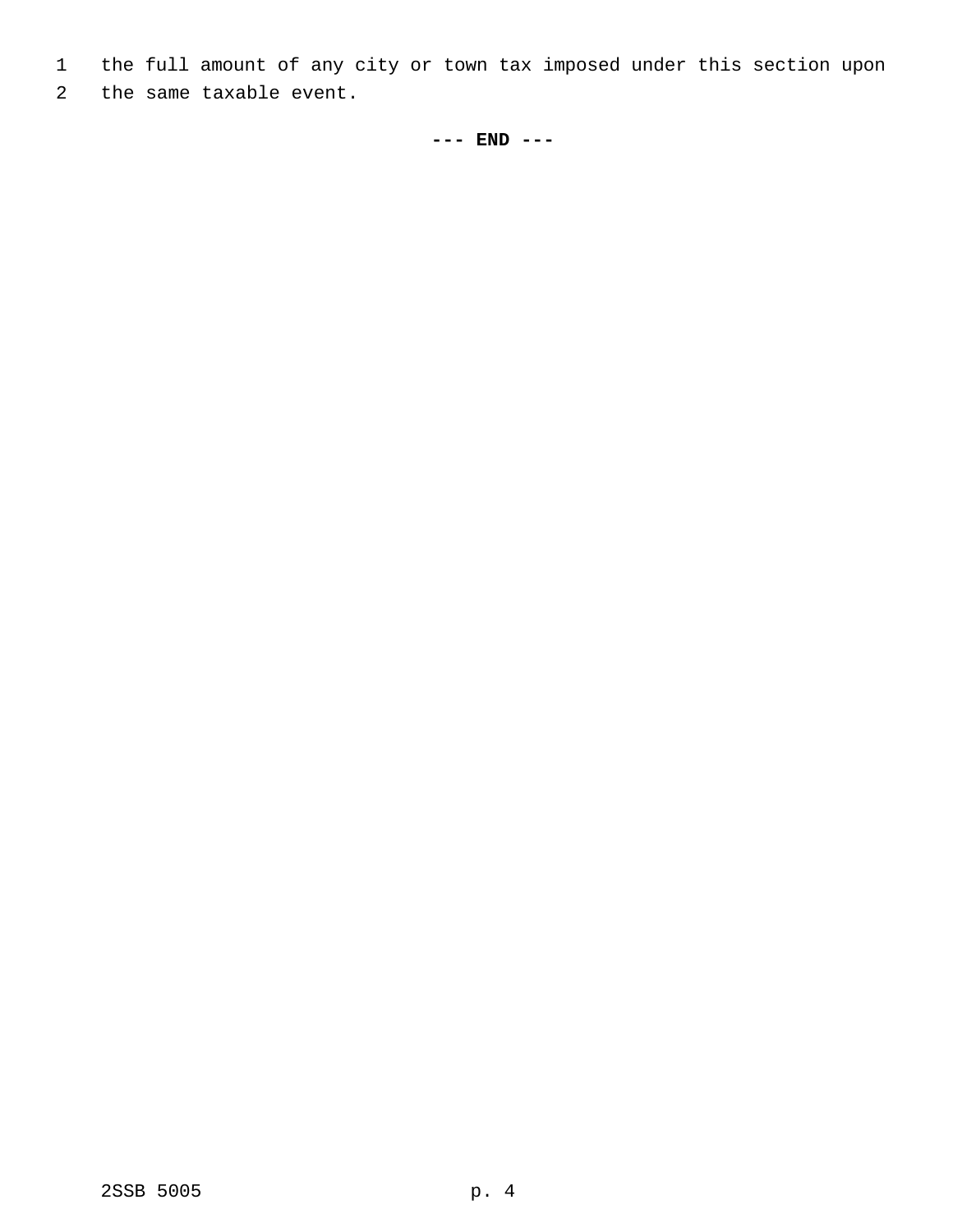the full amount of any city or town tax imposed under this section upon the same taxable event.

**--- END ---**